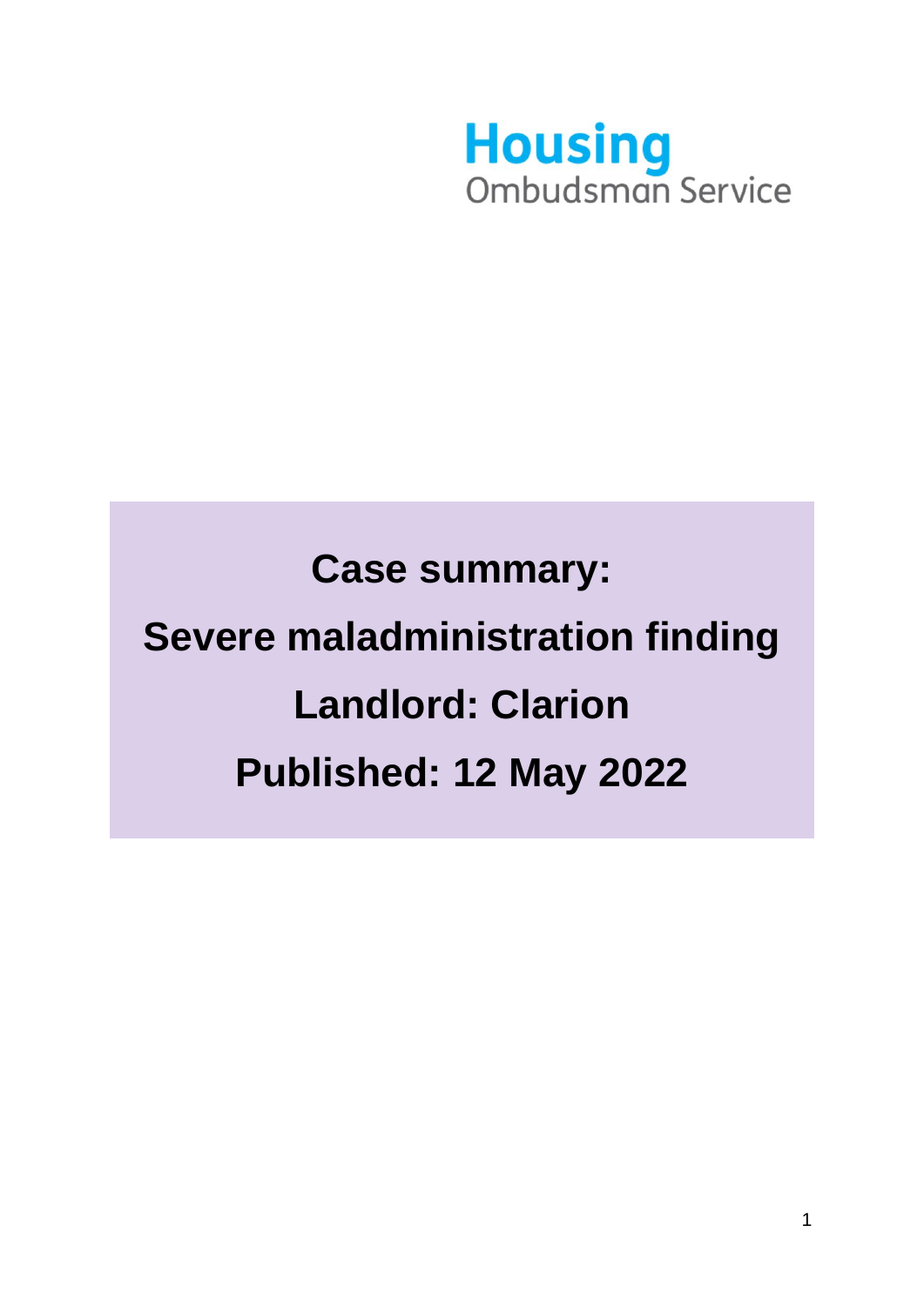Housing Ombudsman Service

# Case summary:

# Severe maladministration finding

# Landlord: Clarion

# Published: 12 May 2022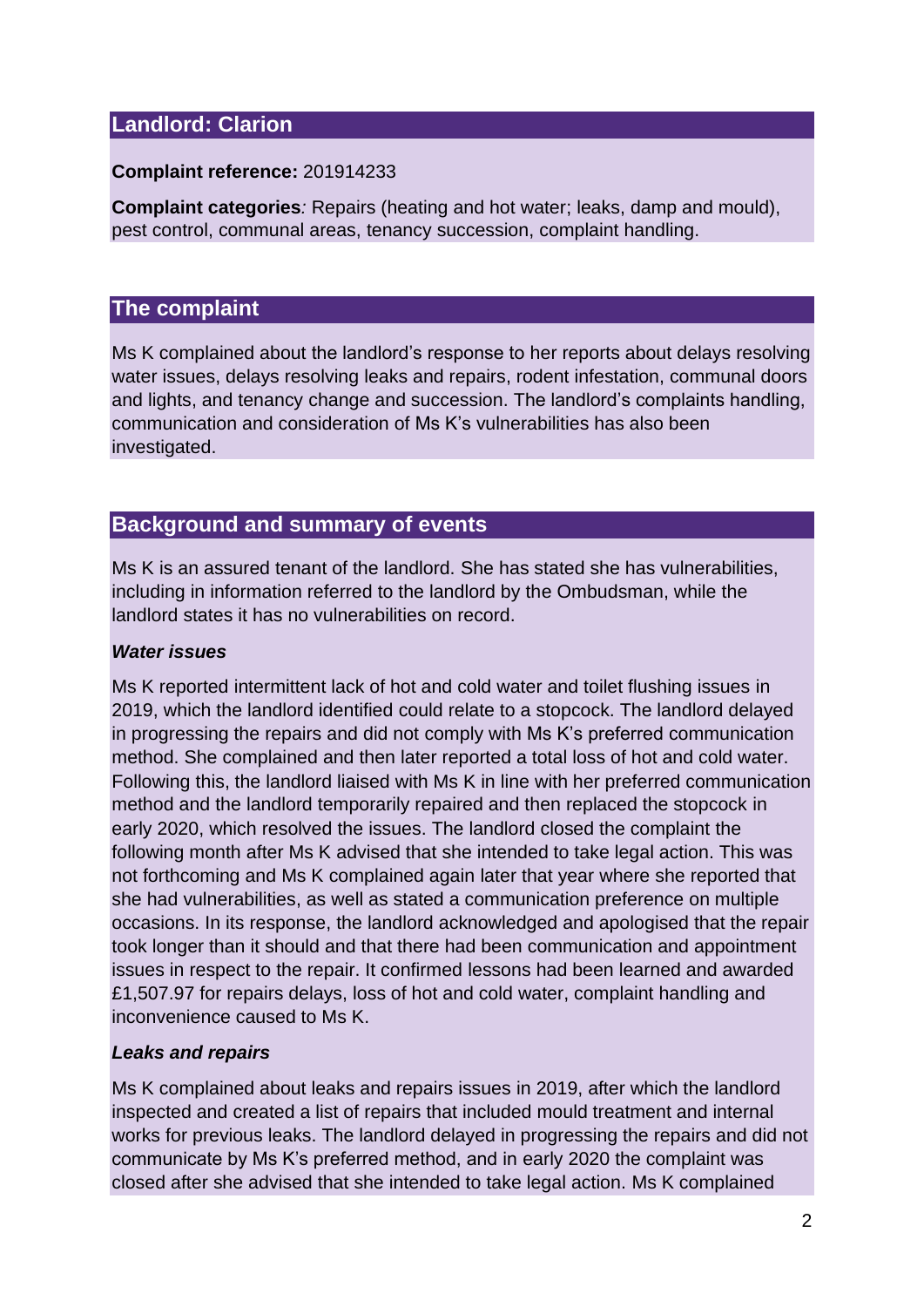## Landlord: Clarion

**Complaint reference:** 201914233

**Complaint categories**: Repairs (heating and hot water; leaks, damp and mould), pest control, communal areas, tenancy succession, complaint handling.

## The complaint

Ms K complained about the landlord's response to her reports about delays resolving water issues, delays resolving leaks and repairs, rodent infestation, communal doors and lights, and tenancy change and succession. The landlord's complaints handling, communication and consideration of Ms K's vulnerabilities has also been investigated.

## Background and summary of events

Ms K is an assured tenant of the landlord. She has stated she has vulnerabilities, including in information referred to the landlord by the Ombudsman, while the landlord states it has no vulnerabilities on record.

***Water issues***

Ms K reported intermittent lack of hot and cold water and toilet flushing issues in 2019, which the landlord identified could relate to a stopcock. The landlord delayed in progressing the repairs and did not comply with Ms K's preferred communication method. She complained and then later reported a total loss of hot and cold water. Following this, the landlord liaised with Ms K in line with her preferred communication method and the landlord temporarily repaired and then replaced the stopcock in early 2020, which resolved the issues. The landlord closed the complaint the following month after Ms K advised that she intended to take legal action. This was not forthcoming and Ms K complained again later that year where she reported that she had vulnerabilities, as well as stated a communication preference on multiple occasions. In its response, the landlord acknowledged and apologised that the repair took longer than it should and that there had been communication and appointment issues in respect to the repair. It confirmed lessons had been learned and awarded £1,507.97 for repairs delays, loss of hot and cold water, complaint handling and inconvenience caused to Ms K.

***Leaks and repairs***

Ms K complained about leaks and repairs issues in 2019, after which the landlord inspected and created a list of repairs that included mould treatment and internal works for previous leaks. The landlord delayed in progressing the repairs and did not communicate by Ms K's preferred method, and in early 2020 the complaint was closed after she advised that she intended to take legal action. Ms K complained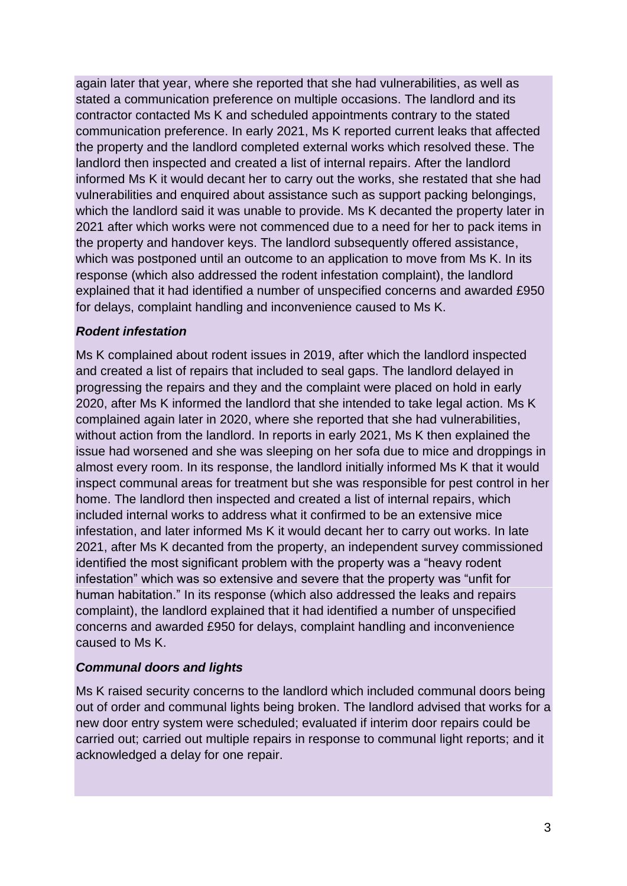again later that year, where she reported that she had vulnerabilities, as well as stated a communication preference on multiple occasions. The landlord and its contractor contacted Ms K and scheduled appointments contrary to the stated communication preference. In early 2021, Ms K reported current leaks that affected the property and the landlord completed external works which resolved these. The landlord then inspected and created a list of internal repairs. After the landlord informed Ms K it would decant her to carry out the works, she restated that she had vulnerabilities and enquired about assistance such as support packing belongings, which the landlord said it was unable to provide. Ms K decanted the property later in 2021 after which works were not commenced due to a need for her to pack items in the property and handover keys. The landlord subsequently offered assistance, which was postponed until an outcome to an application to move from Ms K. In its response (which also addressed the rodent infestation complaint), the landlord explained that it had identified a number of unspecified concerns and awarded £950 for delays, complaint handling and inconvenience caused to Ms K.

***Rodent infestation***

Ms K complained about rodent issues in 2019, after which the landlord inspected and created a list of repairs that included to seal gaps. The landlord delayed in progressing the repairs and they and the complaint were placed on hold in early 2020, after Ms K informed the landlord that she intended to take legal action. Ms K complained again later in 2020, where she reported that she had vulnerabilities, without action from the landlord. In reports in early 2021, Ms K then explained the issue had worsened and she was sleeping on her sofa due to mice and droppings in almost every room. In its response, the landlord initially informed Ms K that it would inspect communal areas for treatment but she was responsible for pest control in her home. The landlord then inspected and created a list of internal repairs, which included internal works to address what it confirmed to be an extensive mice infestation, and later informed Ms K it would decant her to carry out works. In late 2021, after Ms K decanted from the property, an independent survey commissioned identified the most significant problem with the property was a "heavy rodent infestation" which was so extensive and severe that the property was "unfit for human habitation." In its response (which also addressed the leaks and repairs complaint), the landlord explained that it had identified a number of unspecified concerns and awarded £950 for delays, complaint handling and inconvenience caused to Ms K.

***Communal doors and lights***

Ms K raised security concerns to the landlord which included communal doors being out of order and communal lights being broken. The landlord advised that works for a new door entry system were scheduled; evaluated if interim door repairs could be carried out; carried out multiple repairs in response to communal light reports; and it acknowledged a delay for one repair.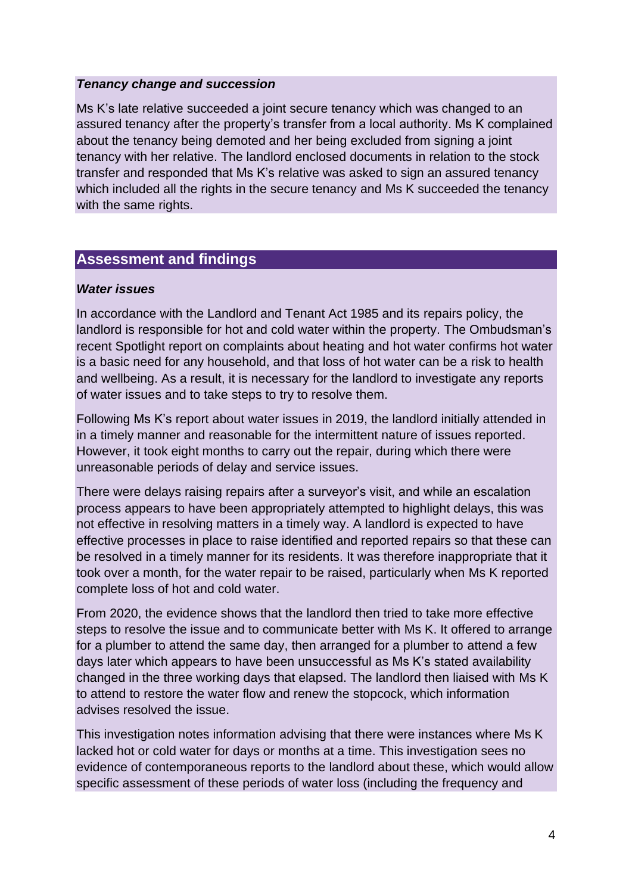***Tenancy change and succession***

Ms K's late relative succeeded a joint secure tenancy which was changed to an assured tenancy after the property's transfer from a local authority. Ms K complained about the tenancy being demoted and her being excluded from signing a joint tenancy with her relative. The landlord enclosed documents in relation to the stock transfer and responded that Ms K's relative was asked to sign an assured tenancy which included all the rights in the secure tenancy and Ms K succeeded the tenancy with the same rights.

## Assessment and findings

***Water issues***

In accordance with the Landlord and Tenant Act 1985 and its repairs policy, the landlord is responsible for hot and cold water within the property. The Ombudsman's recent Spotlight report on complaints about heating and hot water confirms hot water is a basic need for any household, and that loss of hot water can be a risk to health and wellbeing. As a result, it is necessary for the landlord to investigate any reports of water issues and to take steps to try to resolve them.

Following Ms K's report about water issues in 2019, the landlord initially attended in in a timely manner and reasonable for the intermittent nature of issues reported. However, it took eight months to carry out the repair, during which there were unreasonable periods of delay and service issues.

There were delays raising repairs after a surveyor's visit, and while an escalation process appears to have been appropriately attempted to highlight delays, this was not effective in resolving matters in a timely way. A landlord is expected to have effective processes in place to raise identified and reported repairs so that these can be resolved in a timely manner for its residents. It was therefore inappropriate that it took over a month, for the water repair to be raised, particularly when Ms K reported complete loss of hot and cold water.

From 2020, the evidence shows that the landlord then tried to take more effective steps to resolve the issue and to communicate better with Ms K. It offered to arrange for a plumber to attend the same day, then arranged for a plumber to attend a few days later which appears to have been unsuccessful as Ms K's stated availability changed in the three working days that elapsed. The landlord then liaised with Ms K to attend to restore the water flow and renew the stopcock, which information advises resolved the issue.

This investigation notes information advising that there were instances where Ms K lacked hot or cold water for days or months at a time. This investigation sees no evidence of contemporaneous reports to the landlord about these, which would allow specific assessment of these periods of water loss (including the frequency and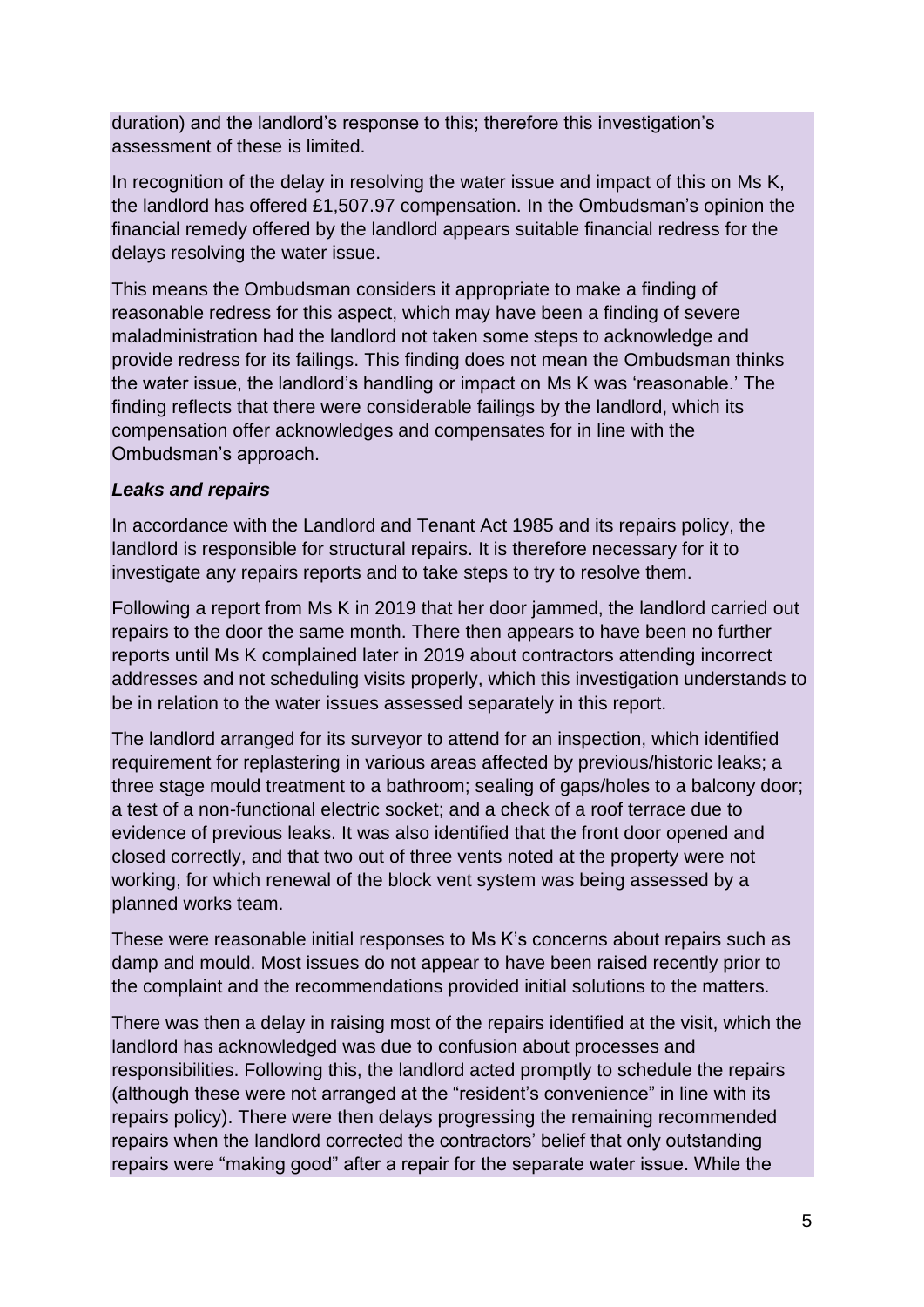duration) and the landlord's response to this; therefore this investigation's assessment of these is limited.

In recognition of the delay in resolving the water issue and impact of this on Ms K, the landlord has offered £1,507.97 compensation. In the Ombudsman's opinion the financial remedy offered by the landlord appears suitable financial redress for the delays resolving the water issue.

This means the Ombudsman considers it appropriate to make a finding of reasonable redress for this aspect, which may have been a finding of severe maladministration had the landlord not taken some steps to acknowledge and provide redress for its failings. This finding does not mean the Ombudsman thinks the water issue, the landlord's handling or impact on Ms K was 'reasonable.' The finding reflects that there were considerable failings by the landlord, which its compensation offer acknowledges and compensates for in line with the Ombudsman's approach.

***Leaks and repairs***

In accordance with the Landlord and Tenant Act 1985 and its repairs policy, the landlord is responsible for structural repairs. It is therefore necessary for it to investigate any repairs reports and to take steps to try to resolve them.

Following a report from Ms K in 2019 that her door jammed, the landlord carried out repairs to the door the same month. There then appears to have been no further reports until Ms K complained later in 2019 about contractors attending incorrect addresses and not scheduling visits properly, which this investigation understands to be in relation to the water issues assessed separately in this report.

The landlord arranged for its surveyor to attend for an inspection, which identified requirement for replastering in various areas affected by previous/historic leaks; a three stage mould treatment to a bathroom; sealing of gaps/holes to a balcony door; a test of a non-functional electric socket; and a check of a roof terrace due to evidence of previous leaks. It was also identified that the front door opened and closed correctly, and that two out of three vents noted at the property were not working, for which renewal of the block vent system was being assessed by a planned works team.

These were reasonable initial responses to Ms K's concerns about repairs such as damp and mould. Most issues do not appear to have been raised recently prior to the complaint and the recommendations provided initial solutions to the matters.

There was then a delay in raising most of the repairs identified at the visit, which the landlord has acknowledged was due to confusion about processes and responsibilities. Following this, the landlord acted promptly to schedule the repairs (although these were not arranged at the "resident's convenience" in line with its repairs policy). There were then delays progressing the remaining recommended repairs when the landlord corrected the contractors' belief that only outstanding repairs were "making good" after a repair for the separate water issue. While the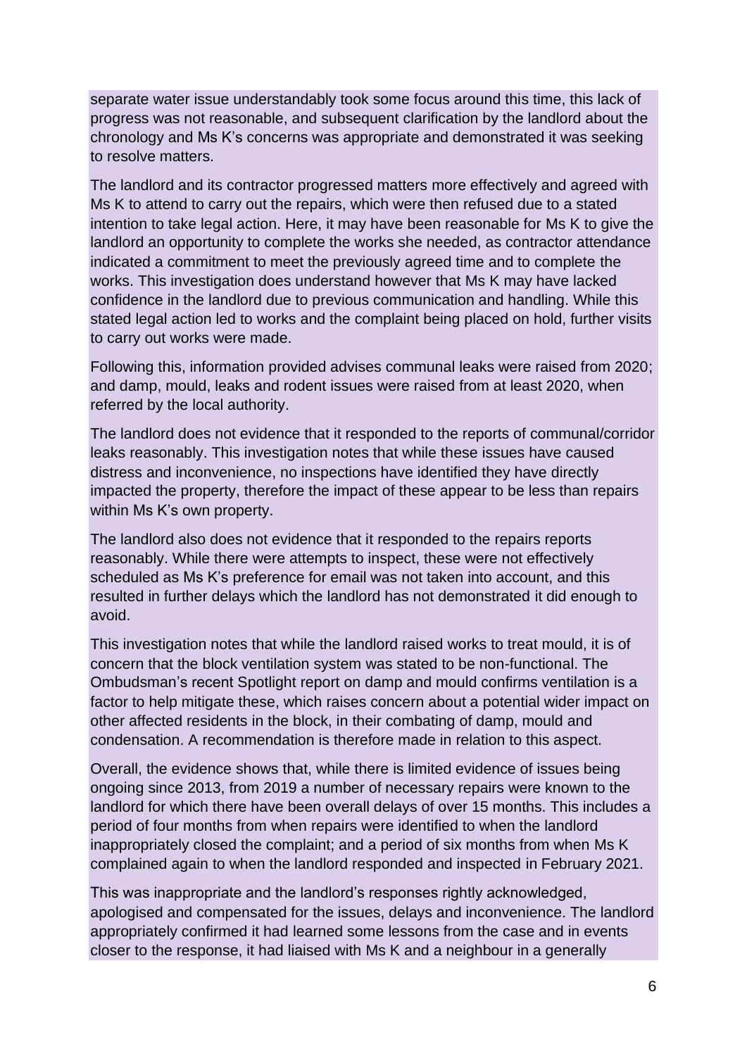separate water issue understandably took some focus around this time, this lack of progress was not reasonable, and subsequent clarification by the landlord about the chronology and Ms K's concerns was appropriate and demonstrated it was seeking to resolve matters.

The landlord and its contractor progressed matters more effectively and agreed with Ms K to attend to carry out the repairs, which were then refused due to a stated intention to take legal action. Here, it may have been reasonable for Ms K to give the landlord an opportunity to complete the works she needed, as contractor attendance indicated a commitment to meet the previously agreed time and to complete the works. This investigation does understand however that Ms K may have lacked confidence in the landlord due to previous communication and handling. While this stated legal action led to works and the complaint being placed on hold, further visits to carry out works were made.

Following this, information provided advises communal leaks were raised from 2020; and damp, mould, leaks and rodent issues were raised from at least 2020, when referred by the local authority.

The landlord does not evidence that it responded to the reports of communal/corridor leaks reasonably. This investigation notes that while these issues have caused distress and inconvenience, no inspections have identified they have directly impacted the property, therefore the impact of these appear to be less than repairs within Ms K's own property.

The landlord also does not evidence that it responded to the repairs reports reasonably. While there were attempts to inspect, these were not effectively scheduled as Ms K's preference for email was not taken into account, and this resulted in further delays which the landlord has not demonstrated it did enough to avoid.

This investigation notes that while the landlord raised works to treat mould, it is of concern that the block ventilation system was stated to be non-functional. The Ombudsman's recent Spotlight report on damp and mould confirms ventilation is a factor to help mitigate these, which raises concern about a potential wider impact on other affected residents in the block, in their combating of damp, mould and condensation. A recommendation is therefore made in relation to this aspect.

Overall, the evidence shows that, while there is limited evidence of issues being ongoing since 2013, from 2019 a number of necessary repairs were known to the landlord for which there have been overall delays of over 15 months. This includes a period of four months from when repairs were identified to when the landlord inappropriately closed the complaint; and a period of six months from when Ms K complained again to when the landlord responded and inspected in February 2021.

This was inappropriate and the landlord's responses rightly acknowledged, apologised and compensated for the issues, delays and inconvenience. The landlord appropriately confirmed it had learned some lessons from the case and in events closer to the response, it had liaised with Ms K and a neighbour in a generally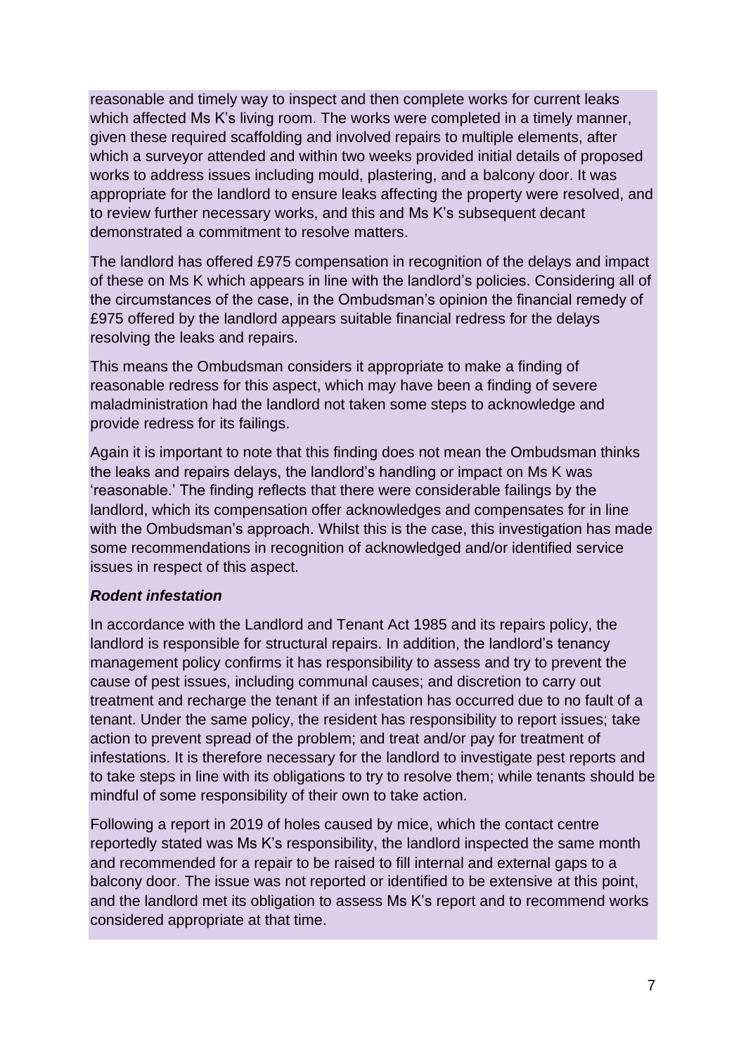reasonable and timely way to inspect and then complete works for current leaks which affected Ms K's living room. The works were completed in a timely manner, given these required scaffolding and involved repairs to multiple elements, after which a surveyor attended and within two weeks provided initial details of proposed works to address issues including mould, plastering, and a balcony door. It was appropriate for the landlord to ensure leaks affecting the property were resolved, and to review further necessary works, and this and Ms K's subsequent decant demonstrated a commitment to resolve matters.

The landlord has offered £975 compensation in recognition of the delays and impact of these on Ms K which appears in line with the landlord's policies. Considering all of the circumstances of the case, in the Ombudsman's opinion the financial remedy of £975 offered by the landlord appears suitable financial redress for the delays resolving the leaks and repairs.

This means the Ombudsman considers it appropriate to make a finding of reasonable redress for this aspect, which may have been a finding of severe maladministration had the landlord not taken some steps to acknowledge and provide redress for its failings.

Again it is important to note that this finding does not mean the Ombudsman thinks the leaks and repairs delays, the landlord's handling or impact on Ms K was 'reasonable.' The finding reflects that there were considerable failings by the landlord, which its compensation offer acknowledges and compensates for in line with the Ombudsman's approach. Whilst this is the case, this investigation has made some recommendations in recognition of acknowledged and/or identified service issues in respect of this aspect.

***Rodent infestation***

In accordance with the Landlord and Tenant Act 1985 and its repairs policy, the landlord is responsible for structural repairs. In addition, the landlord's tenancy management policy confirms it has responsibility to assess and try to prevent the cause of pest issues, including communal causes; and discretion to carry out treatment and recharge the tenant if an infestation has occurred due to no fault of a tenant. Under the same policy, the resident has responsibility to report issues; take action to prevent spread of the problem; and treat and/or pay for treatment of infestations. It is therefore necessary for the landlord to investigate pest reports and to take steps in line with its obligations to try to resolve them; while tenants should be mindful of some responsibility of their own to take action.

Following a report in 2019 of holes caused by mice, which the contact centre reportedly stated was Ms K's responsibility, the landlord inspected the same month and recommended for a repair to be raised to fill internal and external gaps to a balcony door. The issue was not reported or identified to be extensive at this point, and the landlord met its obligation to assess Ms K's report and to recommend works considered appropriate at that time.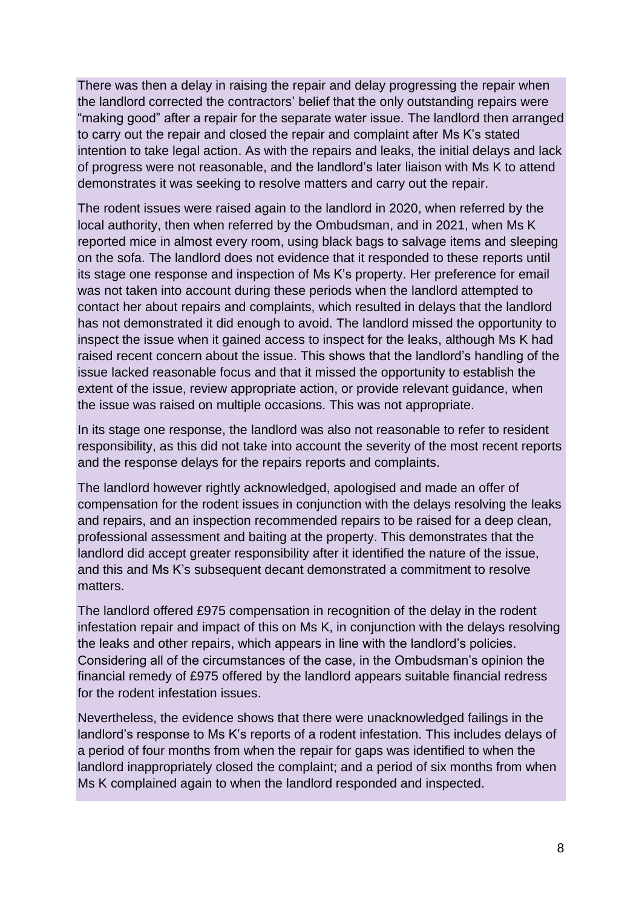There was then a delay in raising the repair and delay progressing the repair when the landlord corrected the contractors' belief that the only outstanding repairs were "making good" after a repair for the separate water issue. The landlord then arranged to carry out the repair and closed the repair and complaint after Ms K's stated intention to take legal action. As with the repairs and leaks, the initial delays and lack of progress were not reasonable, and the landlord's later liaison with Ms K to attend demonstrates it was seeking to resolve matters and carry out the repair.

The rodent issues were raised again to the landlord in 2020, when referred by the local authority, then when referred by the Ombudsman, and in 2021, when Ms K reported mice in almost every room, using black bags to salvage items and sleeping on the sofa. The landlord does not evidence that it responded to these reports until its stage one response and inspection of Ms K's property. Her preference for email was not taken into account during these periods when the landlord attempted to contact her about repairs and complaints, which resulted in delays that the landlord has not demonstrated it did enough to avoid. The landlord missed the opportunity to inspect the issue when it gained access to inspect for the leaks, although Ms K had raised recent concern about the issue. This shows that the landlord's handling of the issue lacked reasonable focus and that it missed the opportunity to establish the extent of the issue, review appropriate action, or provide relevant guidance, when the issue was raised on multiple occasions. This was not appropriate.

In its stage one response, the landlord was also not reasonable to refer to resident responsibility, as this did not take into account the severity of the most recent reports and the response delays for the repairs reports and complaints.

The landlord however rightly acknowledged, apologised and made an offer of compensation for the rodent issues in conjunction with the delays resolving the leaks and repairs, and an inspection recommended repairs to be raised for a deep clean, professional assessment and baiting at the property. This demonstrates that the landlord did accept greater responsibility after it identified the nature of the issue, and this and Ms K's subsequent decant demonstrated a commitment to resolve matters.

The landlord offered £975 compensation in recognition of the delay in the rodent infestation repair and impact of this on Ms K, in conjunction with the delays resolving the leaks and other repairs, which appears in line with the landlord's policies. Considering all of the circumstances of the case, in the Ombudsman's opinion the financial remedy of £975 offered by the landlord appears suitable financial redress for the rodent infestation issues.

Nevertheless, the evidence shows that there were unacknowledged failings in the landlord's response to Ms K's reports of a rodent infestation. This includes delays of a period of four months from when the repair for gaps was identified to when the landlord inappropriately closed the complaint; and a period of six months from when Ms K complained again to when the landlord responded and inspected.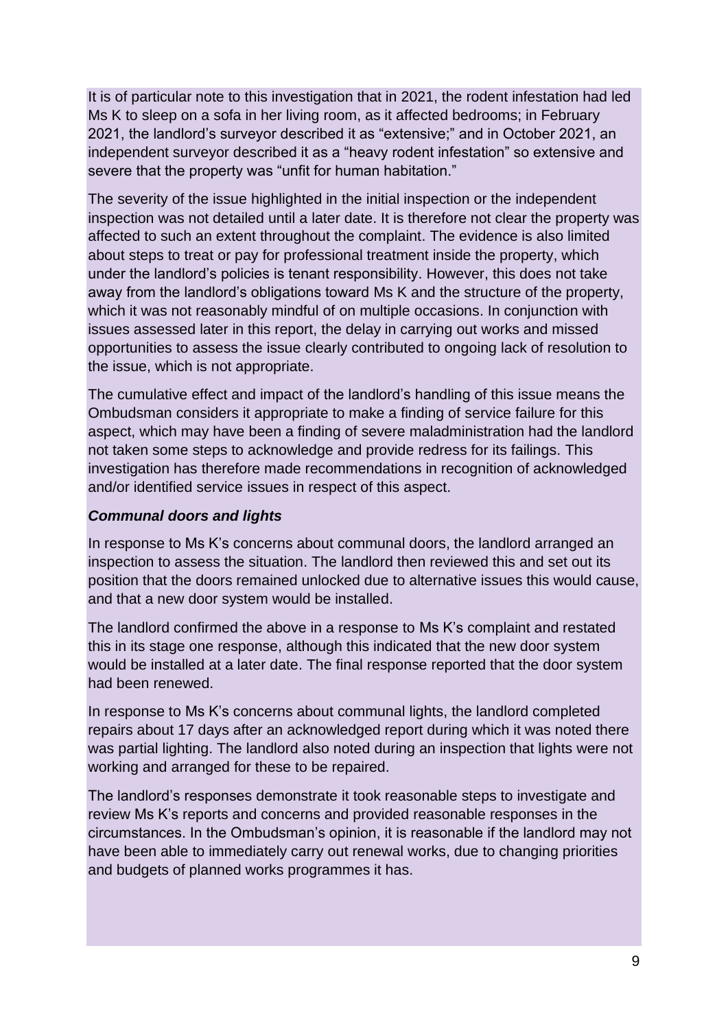It is of particular note to this investigation that in 2021, the rodent infestation had led Ms K to sleep on a sofa in her living room, as it affected bedrooms; in February 2021, the landlord's surveyor described it as "extensive;" and in October 2021, an independent surveyor described it as a "heavy rodent infestation" so extensive and severe that the property was "unfit for human habitation."

The severity of the issue highlighted in the initial inspection or the independent inspection was not detailed until a later date. It is therefore not clear the property was affected to such an extent throughout the complaint. The evidence is also limited about steps to treat or pay for professional treatment inside the property, which under the landlord's policies is tenant responsibility. However, this does not take away from the landlord's obligations toward Ms K and the structure of the property, which it was not reasonably mindful of on multiple occasions. In conjunction with issues assessed later in this report, the delay in carrying out works and missed opportunities to assess the issue clearly contributed to ongoing lack of resolution to the issue, which is not appropriate.

The cumulative effect and impact of the landlord's handling of this issue means the Ombudsman considers it appropriate to make a finding of service failure for this aspect, which may have been a finding of severe maladministration had the landlord not taken some steps to acknowledge and provide redress for its failings. This investigation has therefore made recommendations in recognition of acknowledged and/or identified service issues in respect of this aspect.

***Communal doors and lights***

In response to Ms K's concerns about communal doors, the landlord arranged an inspection to assess the situation. The landlord then reviewed this and set out its position that the doors remained unlocked due to alternative issues this would cause, and that a new door system would be installed.

The landlord confirmed the above in a response to Ms K's complaint and restated this in its stage one response, although this indicated that the new door system would be installed at a later date. The final response reported that the door system had been renewed.

In response to Ms K's concerns about communal lights, the landlord completed repairs about 17 days after an acknowledged report during which it was noted there was partial lighting. The landlord also noted during an inspection that lights were not working and arranged for these to be repaired.

The landlord's responses demonstrate it took reasonable steps to investigate and review Ms K's reports and concerns and provided reasonable responses in the circumstances. In the Ombudsman's opinion, it is reasonable if the landlord may not have been able to immediately carry out renewal works, due to changing priorities and budgets of planned works programmes it has.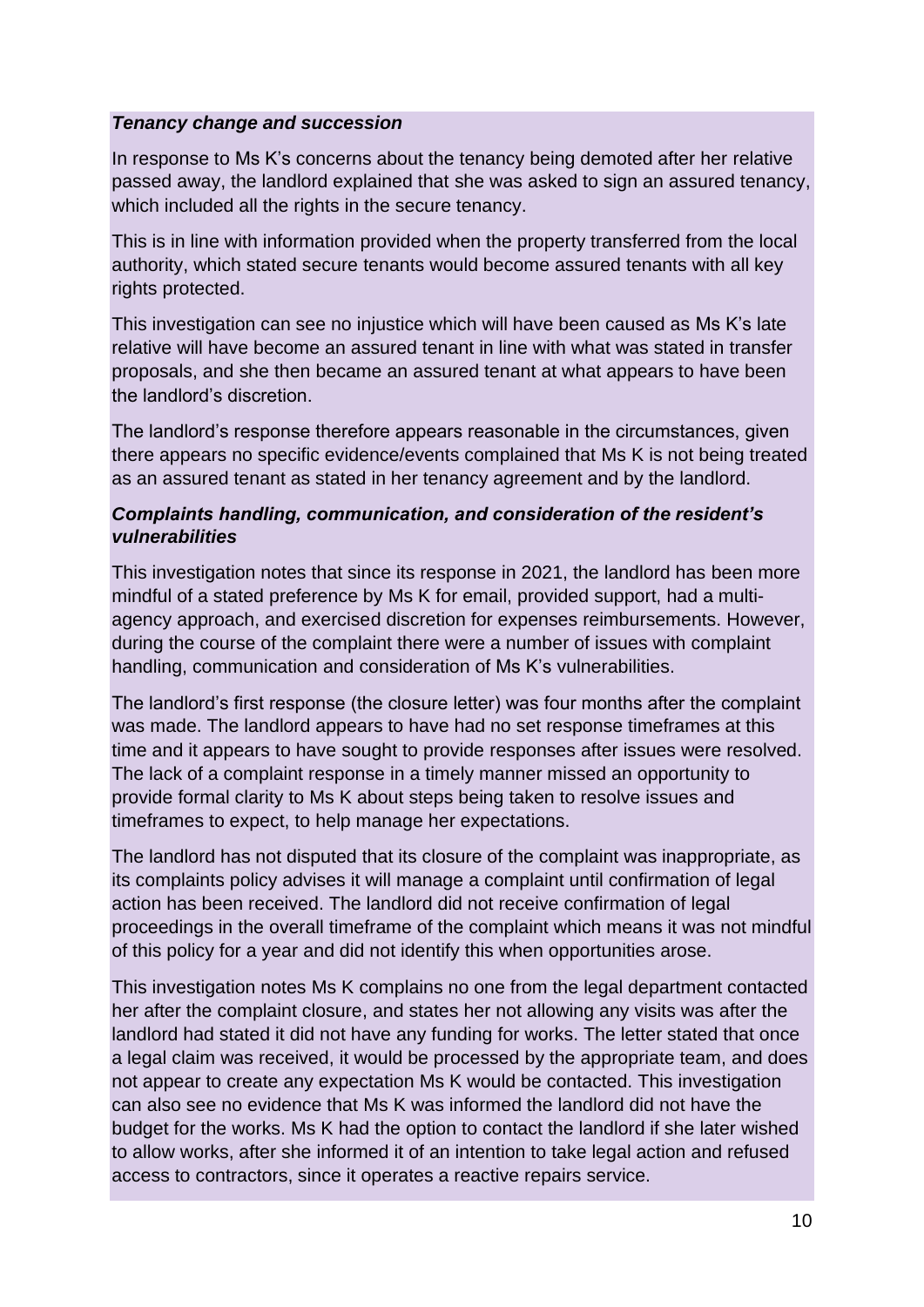***Tenancy change and succession***

In response to Ms K's concerns about the tenancy being demoted after her relative passed away, the landlord explained that she was asked to sign an assured tenancy, which included all the rights in the secure tenancy.

This is in line with information provided when the property transferred from the local authority, which stated secure tenants would become assured tenants with all key rights protected.

This investigation can see no injustice which will have been caused as Ms K's late relative will have become an assured tenant in line with what was stated in transfer proposals, and she then became an assured tenant at what appears to have been the landlord's discretion.

The landlord's response therefore appears reasonable in the circumstances, given there appears no specific evidence/events complained that Ms K is not being treated as an assured tenant as stated in her tenancy agreement and by the landlord.

***Complaints handling, communication, and consideration of the resident's vulnerabilities***

This investigation notes that since its response in 2021, the landlord has been more mindful of a stated preference by Ms K for email, provided support, had a multi-agency approach, and exercised discretion for expenses reimbursements. However, during the course of the complaint there were a number of issues with complaint handling, communication and consideration of Ms K's vulnerabilities.

The landlord's first response (the closure letter) was four months after the complaint was made. The landlord appears to have had no set response timeframes at this time and it appears to have sought to provide responses after issues were resolved. The lack of a complaint response in a timely manner missed an opportunity to provide formal clarity to Ms K about steps being taken to resolve issues and timeframes to expect, to help manage her expectations.

The landlord has not disputed that its closure of the complaint was inappropriate, as its complaints policy advises it will manage a complaint until confirmation of legal action has been received. The landlord did not receive confirmation of legal proceedings in the overall timeframe of the complaint which means it was not mindful of this policy for a year and did not identify this when opportunities arose.

This investigation notes Ms K complains no one from the legal department contacted her after the complaint closure, and states her not allowing any visits was after the landlord had stated it did not have any funding for works. The letter stated that once a legal claim was received, it would be processed by the appropriate team, and does not appear to create any expectation Ms K would be contacted. This investigation can also see no evidence that Ms K was informed the landlord did not have the budget for the works. Ms K had the option to contact the landlord if she later wished to allow works, after she informed it of an intention to take legal action and refused access to contractors, since it operates a reactive repairs service.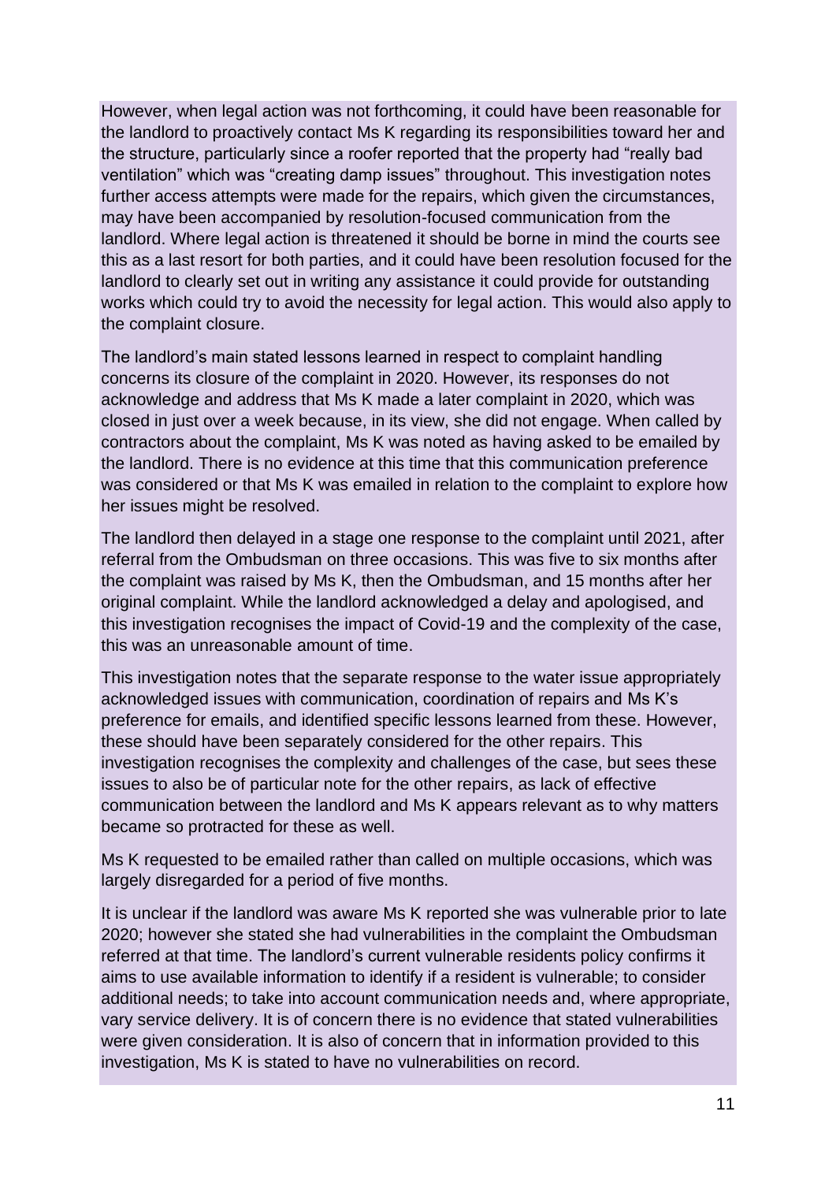However, when legal action was not forthcoming, it could have been reasonable for the landlord to proactively contact Ms K regarding its responsibilities toward her and the structure, particularly since a roofer reported that the property had "really bad ventilation" which was "creating damp issues" throughout. This investigation notes further access attempts were made for the repairs, which given the circumstances, may have been accompanied by resolution-focused communication from the landlord. Where legal action is threatened it should be borne in mind the courts see this as a last resort for both parties, and it could have been resolution focused for the landlord to clearly set out in writing any assistance it could provide for outstanding works which could try to avoid the necessity for legal action. This would also apply to the complaint closure.

The landlord's main stated lessons learned in respect to complaint handling concerns its closure of the complaint in 2020. However, its responses do not acknowledge and address that Ms K made a later complaint in 2020, which was closed in just over a week because, in its view, she did not engage. When called by contractors about the complaint, Ms K was noted as having asked to be emailed by the landlord. There is no evidence at this time that this communication preference was considered or that Ms K was emailed in relation to the complaint to explore how her issues might be resolved.

The landlord then delayed in a stage one response to the complaint until 2021, after referral from the Ombudsman on three occasions. This was five to six months after the complaint was raised by Ms K, then the Ombudsman, and 15 months after her original complaint. While the landlord acknowledged a delay and apologised, and this investigation recognises the impact of Covid-19 and the complexity of the case, this was an unreasonable amount of time.

This investigation notes that the separate response to the water issue appropriately acknowledged issues with communication, coordination of repairs and Ms K's preference for emails, and identified specific lessons learned from these. However, these should have been separately considered for the other repairs. This investigation recognises the complexity and challenges of the case, but sees these issues to also be of particular note for the other repairs, as lack of effective communication between the landlord and Ms K appears relevant as to why matters became so protracted for these as well.

Ms K requested to be emailed rather than called on multiple occasions, which was largely disregarded for a period of five months.

It is unclear if the landlord was aware Ms K reported she was vulnerable prior to late 2020; however she stated she had vulnerabilities in the complaint the Ombudsman referred at that time. The landlord's current vulnerable residents policy confirms it aims to use available information to identify if a resident is vulnerable; to consider additional needs; to take into account communication needs and, where appropriate, vary service delivery. It is of concern there is no evidence that stated vulnerabilities were given consideration. It is also of concern that in information provided to this investigation, Ms K is stated to have no vulnerabilities on record.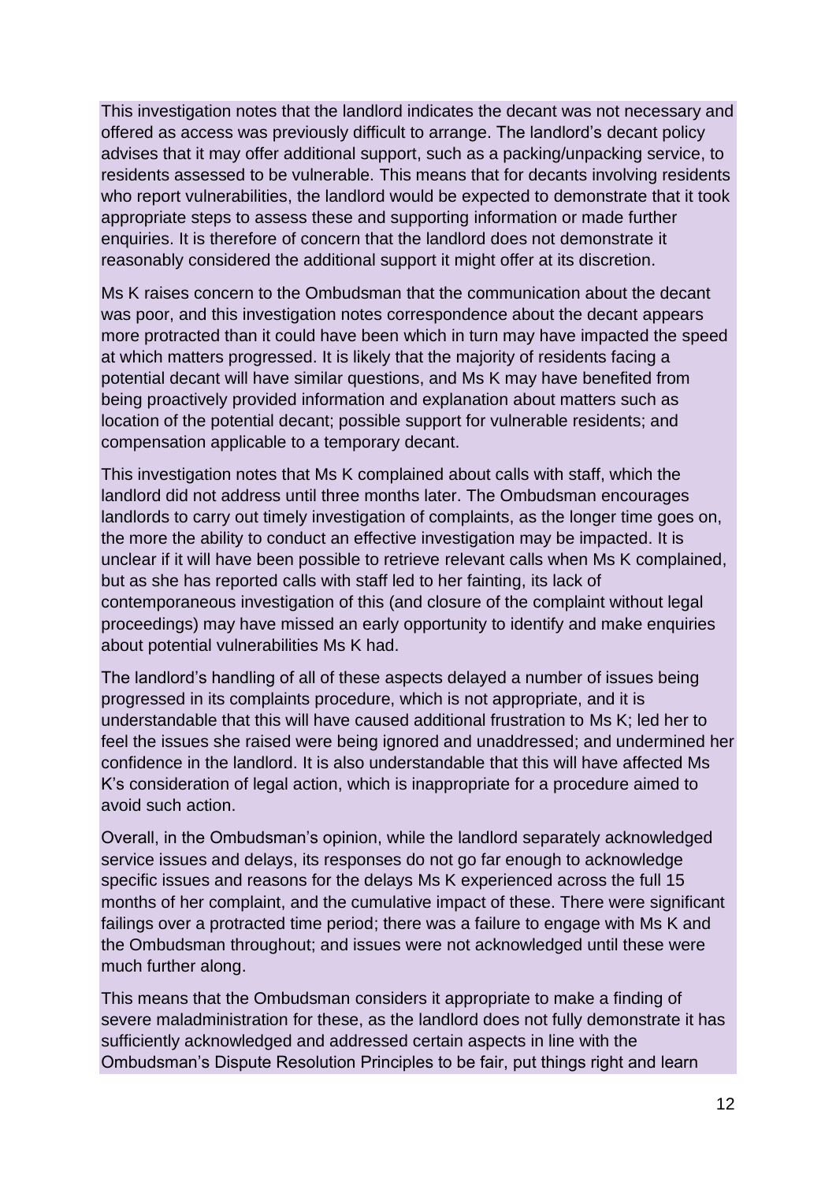This investigation notes that the landlord indicates the decant was not necessary and offered as access was previously difficult to arrange. The landlord's decant policy advises that it may offer additional support, such as a packing/unpacking service, to residents assessed to be vulnerable. This means that for decants involving residents who report vulnerabilities, the landlord would be expected to demonstrate that it took appropriate steps to assess these and supporting information or made further enquiries. It is therefore of concern that the landlord does not demonstrate it reasonably considered the additional support it might offer at its discretion.

Ms K raises concern to the Ombudsman that the communication about the decant was poor, and this investigation notes correspondence about the decant appears more protracted than it could have been which in turn may have impacted the speed at which matters progressed. It is likely that the majority of residents facing a potential decant will have similar questions, and Ms K may have benefited from being proactively provided information and explanation about matters such as location of the potential decant; possible support for vulnerable residents; and compensation applicable to a temporary decant.

This investigation notes that Ms K complained about calls with staff, which the landlord did not address until three months later. The Ombudsman encourages landlords to carry out timely investigation of complaints, as the longer time goes on, the more the ability to conduct an effective investigation may be impacted. It is unclear if it will have been possible to retrieve relevant calls when Ms K complained, but as she has reported calls with staff led to her fainting, its lack of contemporaneous investigation of this (and closure of the complaint without legal proceedings) may have missed an early opportunity to identify and make enquiries about potential vulnerabilities Ms K had.

The landlord's handling of all of these aspects delayed a number of issues being progressed in its complaints procedure, which is not appropriate, and it is understandable that this will have caused additional frustration to Ms K; led her to feel the issues she raised were being ignored and unaddressed; and undermined her confidence in the landlord. It is also understandable that this will have affected Ms K's consideration of legal action, which is inappropriate for a procedure aimed to avoid such action.

Overall, in the Ombudsman's opinion, while the landlord separately acknowledged service issues and delays, its responses do not go far enough to acknowledge specific issues and reasons for the delays Ms K experienced across the full 15 months of her complaint, and the cumulative impact of these. There were significant failings over a protracted time period; there was a failure to engage with Ms K and the Ombudsman throughout; and issues were not acknowledged until these were much further along.

This means that the Ombudsman considers it appropriate to make a finding of severe maladministration for these, as the landlord does not fully demonstrate it has sufficiently acknowledged and addressed certain aspects in line with the Ombudsman's Dispute Resolution Principles to be fair, put things right and learn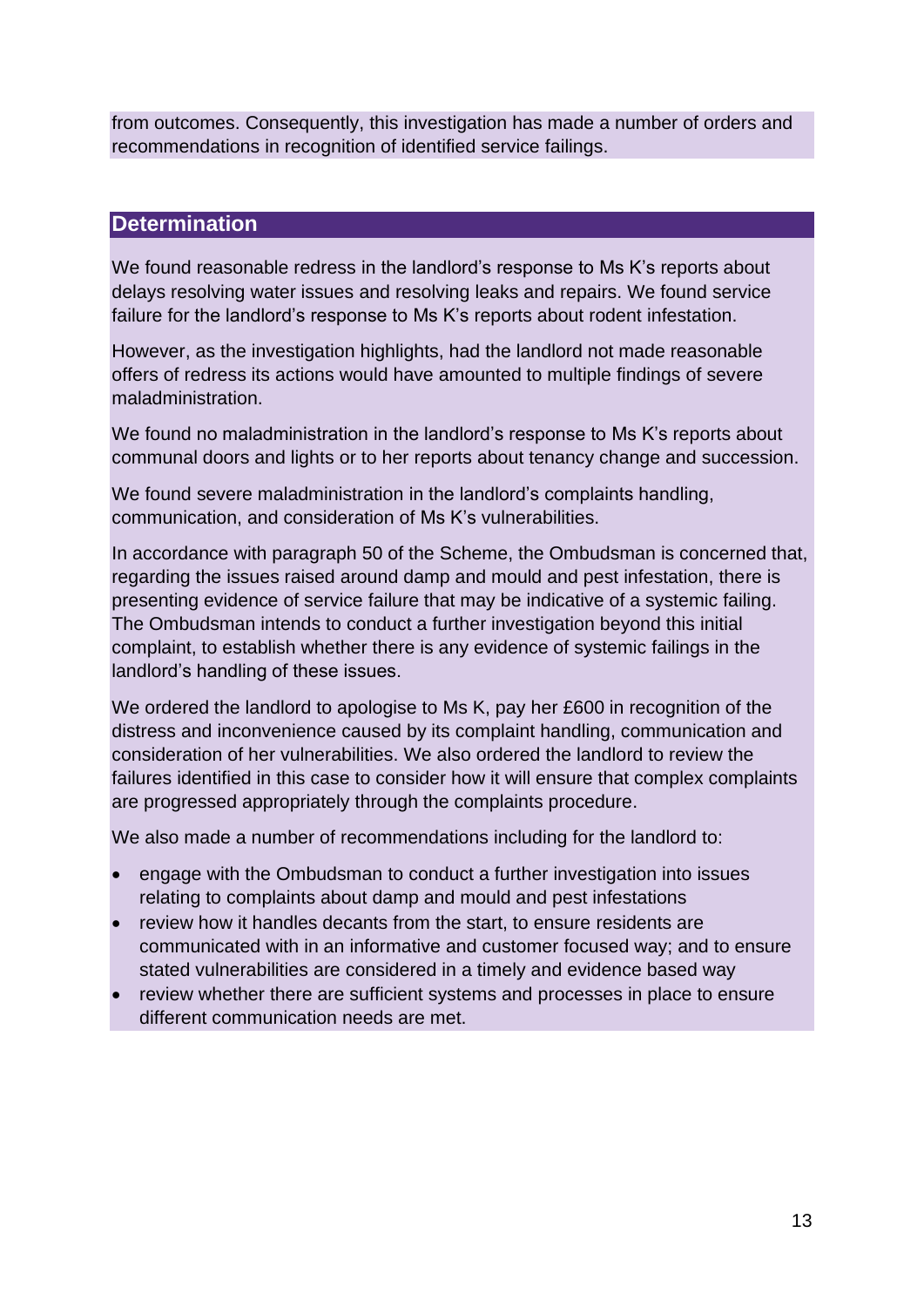from outcomes. Consequently, this investigation has made a number of orders and recommendations in recognition of identified service failings.

## Determination

We found reasonable redress in the landlord's response to Ms K's reports about delays resolving water issues and resolving leaks and repairs. We found service failure for the landlord's response to Ms K's reports about rodent infestation.

However, as the investigation highlights, had the landlord not made reasonable offers of redress its actions would have amounted to multiple findings of severe maladministration.

We found no maladministration in the landlord's response to Ms K's reports about communal doors and lights or to her reports about tenancy change and succession.

We found severe maladministration in the landlord's complaints handling, communication, and consideration of Ms K's vulnerabilities.

In accordance with paragraph 50 of the Scheme, the Ombudsman is concerned that, regarding the issues raised around damp and mould and pest infestation, there is presenting evidence of service failure that may be indicative of a systemic failing. The Ombudsman intends to conduct a further investigation beyond this initial complaint, to establish whether there is any evidence of systemic failings in the landlord's handling of these issues.

We ordered the landlord to apologise to Ms K, pay her £600 in recognition of the distress and inconvenience caused by its complaint handling, communication and consideration of her vulnerabilities. We also ordered the landlord to review the failures identified in this case to consider how it will ensure that complex complaints are progressed appropriately through the complaints procedure.

We also made a number of recommendations including for the landlord to:

- engage with the Ombudsman to conduct a further investigation into issues relating to complaints about damp and mould and pest infestations
- review how it handles decants from the start, to ensure residents are communicated with in an informative and customer focused way; and to ensure stated vulnerabilities are considered in a timely and evidence based way
- review whether there are sufficient systems and processes in place to ensure different communication needs are met.